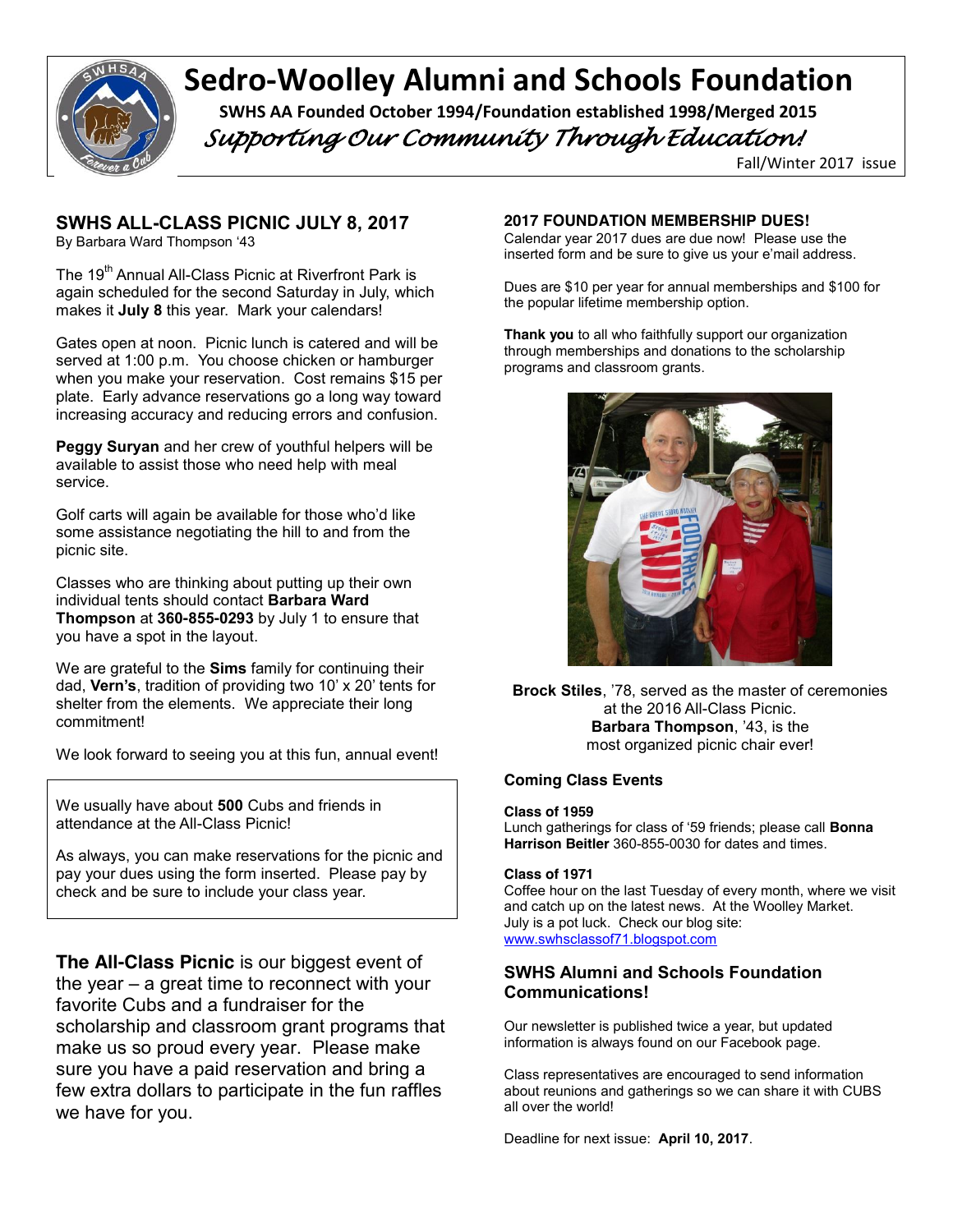# Sedro-Woolley Alumni and Schools Foundation

**SWHS AA Founded October 1994/Foundation established 1998/Merged 2015**

*Supporting Our Community Through Education!*

Fall/Winter 2017 issue

## SWHS ALL-CLASS PICNIC JULY 8, 2017

By Barbara Ward Thompson '43

The 19th Annual All-Class Picnic at Riverfront Park is again scheduled for the second Saturday in July, which makes it **July 8** this year. Mark your calendars!

Gates open at noon. Picnic lunch is catered and will be served at 1:00 p.m. You choose chicken or hamburger when you make your reservation. Cost remains $15 per plate. Early advance reservations go a long way toward increasing accuracy and reducing errors and confusion.

**Peggy Suryan** and her crew of youthful helpers will be available to assist those who need help with meal service.

Golf carts will again be available for those who'd like some assistance negotiating the hill to and from the picnic site.

Classes who are thinking about putting up their own individual tents should contact **Barbara Ward Thompson** at **360-855-0293** by July 1 to ensure that you have a spot in the layout.

We are grateful to the **Sims** family for continuing their dad, **Vern's**, tradition of providing two 10' x 20' tents for shelter from the elements. We appreciate their long commitment!

We look forward to seeing you at this fun, annual event!

We usually have about **500** Cubs and friends in attendance at the All-Class Picnic!

As always, you can make reservations for the picnic and pay your dues using the form inserted. Please pay by check and be sure to include your class year.

**The All-Class Picnic** is our biggest event of the year – a great time to reconnect with your favorite Cubs and a fundraiser for the scholarship and classroom grant programs that make us so proud every year. Please make sure you have a paid reservation and bring a few extra dollars to participate in the fun raffles we have for you.

### 2017 FOUNDATION MEMBERSHIP DUES!

Calendar year 2017 dues are due now! Please use the inserted form and be sure to give us your e'mail address.

Dues are $10 per year for annual memberships and $100 for the popular lifetime membership option.

**Thank you** to all who faithfully support our organization through memberships and donations to the scholarship programs and classroom grants.

**Brock Stiles**, '78, served as the master of ceremonies at the 2016 All-Class Picnic. **Barbara Thompson**, '43, is the most organized picnic chair ever!

### Coming Class Events

**Class of 1959**
Lunch gatherings for class of '59 friends; please call **Bonna Harrison Beitler** 360-855-0030 for dates and times.

**Class of 1971**
Coffee hour on the last Tuesday of every month, where we visit and catch up on the latest news. At the Woolley Market. July is a pot luck. Check our blog site: www.swhsclassof71.blogspot.com

### SWHS Alumni and Schools Foundation Communications!

Our newsletter is published twice a year, but updated information is always found on our Facebook page.

Class representatives are encouraged to send information about reunions and gatherings so we can share it with CUBS all over the world!

Deadline for next issue: **April 10, 2017**.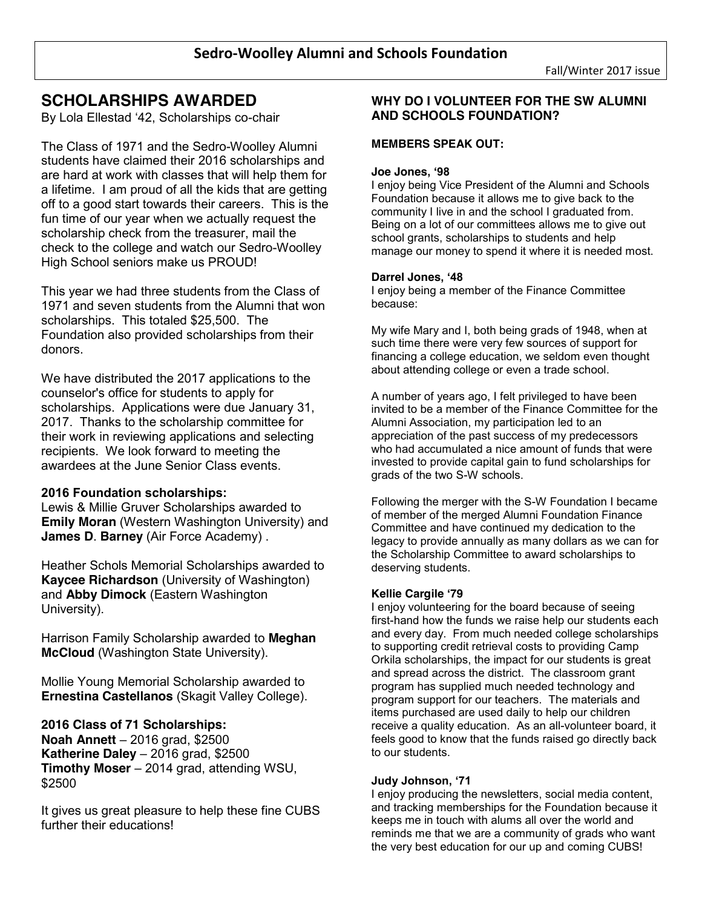# Sedro-Woolley Alumni and Schools Foundation

Fall/Winter 2017 issue

## SCHOLARSHIPS AWARDED

By Lola Ellestad '42, Scholarships co-chair

The Class of 1971 and the Sedro-Woolley Alumni students have claimed their 2016 scholarships and are hard at work with classes that will help them for a lifetime. I am proud of all the kids that are getting off to a good start towards their careers. This is the fun time of our year when we actually request the scholarship check from the treasurer, mail the check to the college and watch our Sedro-Woolley High School seniors make us PROUD!

This year we had three students from the Class of 1971 and seven students from the Alumni that won scholarships. This totaled $25,500. The Foundation also provided scholarships from their donors.

We have distributed the 2017 applications to the counselor's office for students to apply for scholarships. Applications were due January 31, 2017. Thanks to the scholarship committee for their work in reviewing applications and selecting recipients. We look forward to meeting the awardees at the June Senior Class events.

### 2016 Foundation scholarships:

Lewis & Millie Gruver Scholarships awarded to **Emily Moran** (Western Washington University) and **James D**. **Barney** (Air Force Academy) .

Heather Schols Memorial Scholarships awarded to **Kaycee Richardson** (University of Washington) and **Abby Dimock** (Eastern Washington University).

Harrison Family Scholarship awarded to **Meghan McCloud** (Washington State University).

Mollie Young Memorial Scholarship awarded to **Ernestina Castellanos** (Skagit Valley College).

### 2016 Class of 71 Scholarships:

**Noah Annett** – 2016 grad, $2500
**Katherine Daley** – 2016 grad, $2500
**Timothy Moser** – 2014 grad, attending WSU, $2500

It gives us great pleasure to help these fine CUBS further their educations!

## WHY DO I VOLUNTEER FOR THE SW ALUMNI AND SCHOOLS FOUNDATION?

### MEMBERS SPEAK OUT:

**Joe Jones, '98**

I enjoy being Vice President of the Alumni and Schools Foundation because it allows me to give back to the community I live in and the school I graduated from. Being on a lot of our committees allows me to give out school grants, scholarships to students and help manage our money to spend it where it is needed most.

**Darrel Jones, '48**

I enjoy being a member of the Finance Committee because:

My wife Mary and I, both being grads of 1948, when at such time there were very few sources of support for financing a college education, we seldom even thought about attending college or even a trade school.

A number of years ago, I felt privileged to have been invited to be a member of the Finance Committee for the Alumni Association, my participation led to an appreciation of the past success of my predecessors who had accumulated a nice amount of funds that were invested to provide capital gain to fund scholarships for grads of the two S-W schools.

Following the merger with the S-W Foundation I became of member of the merged Alumni Foundation Finance Committee and have continued my dedication to the legacy to provide annually as many dollars as we can for the Scholarship Committee to award scholarships to deserving students.

**Kellie Cargile '79**

I enjoy volunteering for the board because of seeing first-hand how the funds we raise help our students each and every day. From much needed college scholarships to supporting credit retrieval costs to providing Camp Orkila scholarships, the impact for our students is great and spread across the district. The classroom grant program has supplied much needed technology and program support for our teachers. The materials and items purchased are used daily to help our children receive a quality education. As an all-volunteer board, it feels good to know that the funds raised go directly back to our students.

**Judy Johnson, '71**

I enjoy producing the newsletters, social media content, and tracking memberships for the Foundation because it keeps me in touch with alums all over the world and reminds me that we are a community of grads who want the very best education for our up and coming CUBS!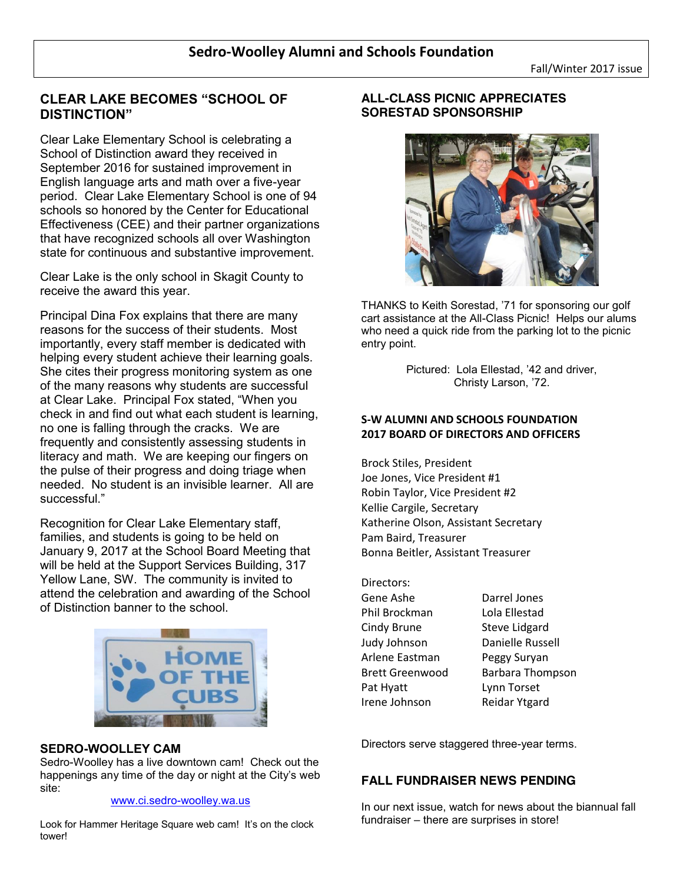# Sedro-Woolley Alumni and Schools Foundation

Fall/Winter 2017 issue

## CLEAR LAKE BECOMES "SCHOOL OF DISTINCTION"

Clear Lake Elementary School is celebrating a School of Distinction award they received in September 2016 for sustained improvement in English language arts and math over a five-year period. Clear Lake Elementary School is one of 94 schools so honored by the Center for Educational Effectiveness (CEE) and their partner organizations that have recognized schools all over Washington state for continuous and substantive improvement.

Clear Lake is the only school in Skagit County to receive the award this year.

Principal Dina Fox explains that there are many reasons for the success of their students. Most importantly, every staff member is dedicated with helping every student achieve their learning goals. She cites their progress monitoring system as one of the many reasons why students are successful at Clear Lake. Principal Fox stated, "When you check in and find out what each student is learning, no one is falling through the cracks. We are frequently and consistently assessing students in literacy and math. We are keeping our fingers on the pulse of their progress and doing triage when needed. No student is an invisible learner. All are successful."

Recognition for Clear Lake Elementary staff, families, and students is going to be held on January 9, 2017 at the School Board Meeting that will be held at the Support Services Building, 317 Yellow Lane, SW. The community is invited to attend the celebration and awarding of the School of Distinction banner to the school.

## SEDRO-WOOLLEY CAM

Sedro-Woolley has a live downtown cam! Check out the happenings any time of the day or night at the City's web site:

www.ci.sedro-woolley.wa.us

Look for Hammer Heritage Square web cam! It's on the clock tower!

## ALL-CLASS PICNIC APPRECIATES SORESTAD SPONSORSHIP

THANKS to Keith Sorestad, '71 for sponsoring our golf cart assistance at the All-Class Picnic! Helps our alums who need a quick ride from the parking lot to the picnic entry point.

Pictured: Lola Ellestad, '42 and driver, Christy Larson, '72.

## S-W ALUMNI AND SCHOOLS FOUNDATION 2017 BOARD OF DIRECTORS AND OFFICERS

Brock Stiles, President
Joe Jones, Vice President #1
Robin Taylor, Vice President #2
Kellie Cargile, Secretary
Katherine Olson, Assistant Secretary
Pam Baird, Treasurer
Bonna Beitler, Assistant Treasurer

Directors:

| | |
|---|---|
| Gene Ashe | Darrel Jones |
| Phil Brockman | Lola Ellestad |
| Cindy Brune | Steve Lidgard |
| Judy Johnson | Danielle Russell |
| Arlene Eastman | Peggy Suryan |
| Brett Greenwood | Barbara Thompson |
| Pat Hyatt | Lynn Torset |
| Irene Johnson | Reidar Ytgard |

Directors serve staggered three-year terms.

## FALL FUNDRAISER NEWS PENDING

In our next issue, watch for news about the biannual fall fundraiser – there are surprises in store!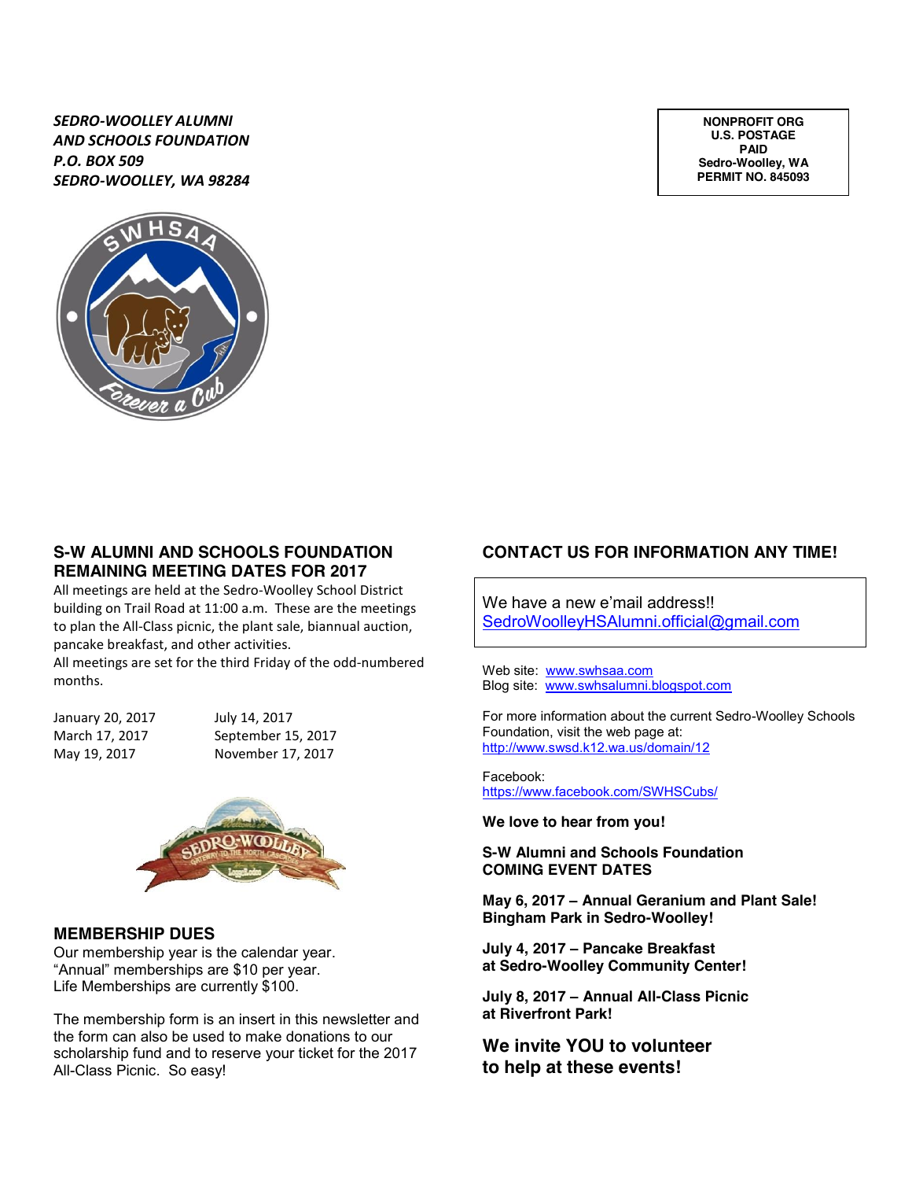*SEDRO-WOOLLEY ALUMNI*
*AND SCHOOLS FOUNDATION*
*P.O. BOX 509*
*SEDRO-WOOLLEY, WA 98284*

**NONPROFIT ORG**
**U.S. POSTAGE**
**PAID**
**Sedro-Woolley, WA**
**PERMIT NO. 845093**

## S-W ALUMNI AND SCHOOLS FOUNDATION REMAINING MEETING DATES FOR 2017

All meetings are held at the Sedro-Woolley School District building on Trail Road at 11:00 a.m. These are the meetings to plan the All-Class picnic, the plant sale, biannual auction, pancake breakfast, and other activities.
All meetings are set for the third Friday of the odd-numbered months.

| | |
|---|---|
| January 20, 2017 | July 14, 2017 |
| March 17, 2017 | September 15, 2017 |
| May 19, 2017 | November 17, 2017 |

## MEMBERSHIP DUES

Our membership year is the calendar year.
“Annual” memberships are $10 per year.
Life Memberships are currently $100.

The membership form is an insert in this newsletter and the form can also be used to make donations to our scholarship fund and to reserve your ticket for the 2017 All-Class Picnic. So easy!

## CONTACT US FOR INFORMATION ANY TIME!

We have a new e’mail address!!
SedroWoolleyHSAlumni.official@gmail.com

Web site: www.swhsaa.com
Blog site: www.swhsalumni.blogspot.com

For more information about the current Sedro-Woolley Schools Foundation, visit the web page at:
http://www.swsd.k12.wa.us/domain/12

Facebook:
https://www.facebook.com/SWHSCubs/

**We love to hear from you!**

**S-W Alumni and Schools Foundation**
**COMING EVENT DATES**

**May 6, 2017 – Annual Geranium and Plant Sale!**
**Bingham Park in Sedro-Woolley!**

**July 4, 2017 – Pancake Breakfast**
**at Sedro-Woolley Community Center!**

**July 8, 2017 – Annual All-Class Picnic**
**at Riverfront Park!**

**We invite YOU to volunteer to help at these events!**